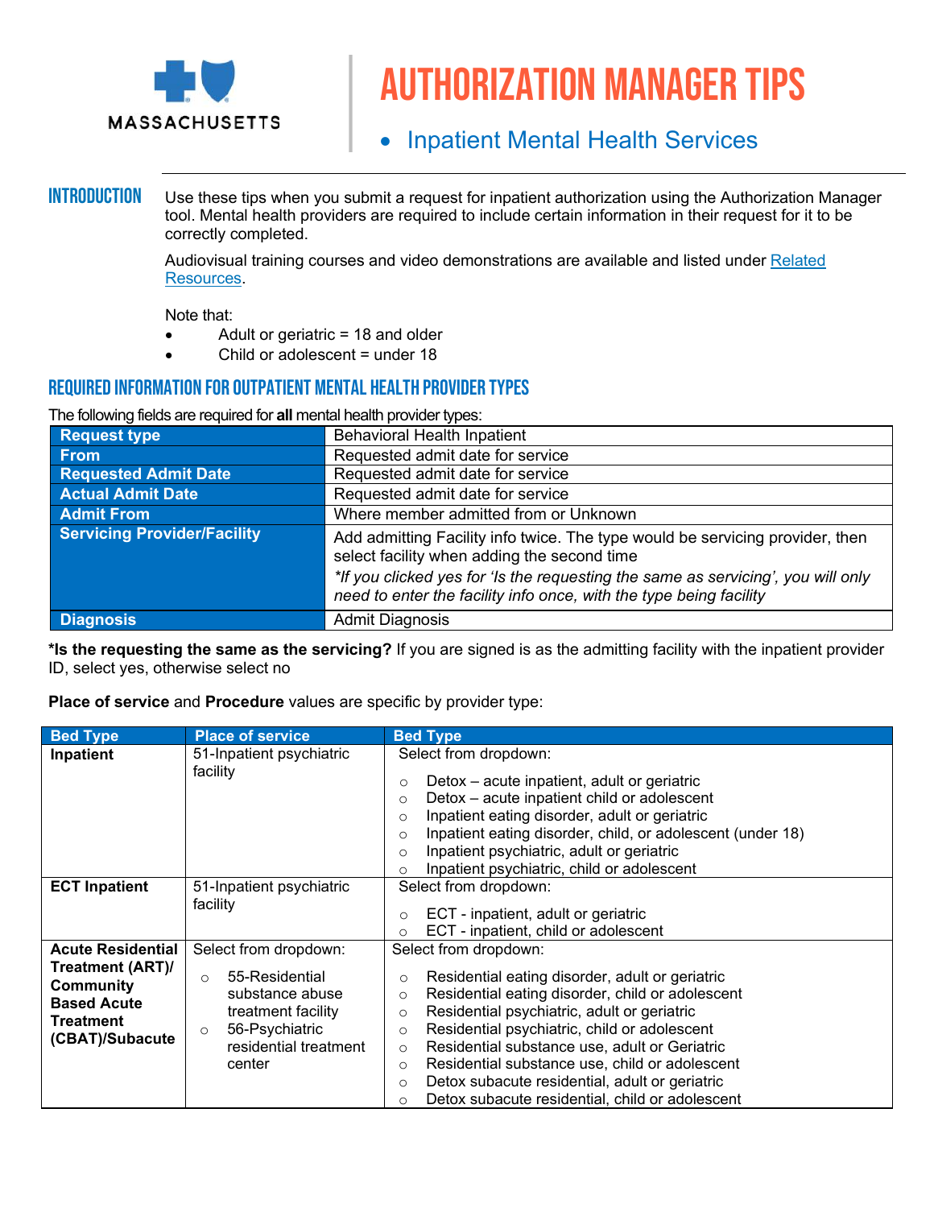# AUTHORIZATION MANAGER TIPS

- Inpatient Mental Health Services

## INTRODUCTION

Use these tips when you submit a request for inpatient authorization using the Authorization Manager tool. Mental health providers are required to include certain information in their request for it to be correctly completed.

Audiovisual training courses and video demonstrations are available and listed under Related Resources.

Note that:

- Adult or geriatric = 18 and older
- Child or adolescent = under 18

## REQUIRED INFORMATION FOR OUTPATIENT MENTAL HEALTH PROVIDER TYPES

The following fields are required for **all** mental health provider types:

| Field | Value |
|---|---|
| **Request type** | Behavioral Health Inpatient |
| **From** | Requested admit date for service |
| **Requested Admit Date** | Requested admit date for service |
| **Actual Admit Date** | Requested admit date for service |
| **Admit From** | Where member admitted from or Unknown |
| **Servicing Provider/Facility** | Add admitting Facility info twice. The type would be servicing provider, then select facility when adding the second time<br>*\*If you clicked yes for 'Is the requesting the same as servicing', you will only need to enter the facility info once, with the type being facility* |
| **Diagnosis** | Admit Diagnosis |

**\*Is the requesting the same as the servicing?** If you are signed is as the admitting facility with the inpatient provider ID, select yes, otherwise select no

**Place of service** and **Procedure** values are specific by provider type:

| Bed Type | Place of service | Bed Type |
|---|---|---|
| **Inpatient** | 51-Inpatient psychiatric facility | Select from dropdown:<br>○ Detox – acute inpatient, adult or geriatric<br>○ Detox – acute inpatient child or adolescent<br>○ Inpatient eating disorder, adult or geriatric<br>○ Inpatient eating disorder, child, or adolescent (under 18)<br>○ Inpatient psychiatric, adult or geriatric<br>○ Inpatient psychiatric, child or adolescent |
| **ECT Inpatient** | 51-Inpatient psychiatric facility | Select from dropdown:<br>○ ECT - inpatient, adult or geriatric<br>○ ECT - inpatient, child or adolescent |
| **Acute Residential Treatment (ART)/ Community Based Acute Treatment (CBAT)/Subacute** | Select from dropdown:<br>○ 55-Residential substance abuse treatment facility<br>○ 56-Psychiatric residential treatment center | Select from dropdown:<br>○ Residential eating disorder, adult or geriatric<br>○ Residential eating disorder, child or adolescent<br>○ Residential psychiatric, adult or geriatric<br>○ Residential psychiatric, child or adolescent<br>○ Residential substance use, adult or Geriatric<br>○ Residential substance use, child or adolescent<br>○ Detox subacute residential, adult or geriatric<br>○ Detox subacute residential, child or adolescent |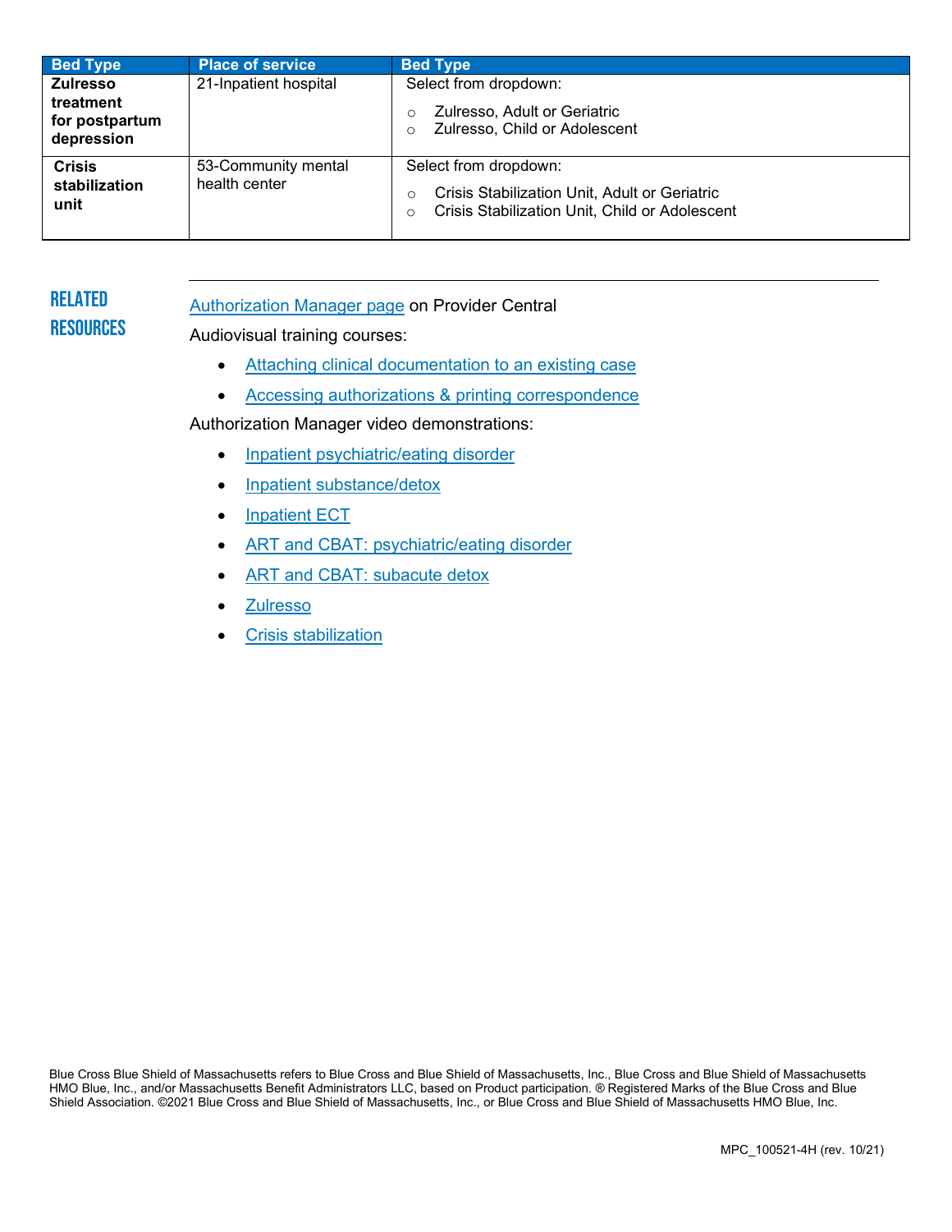| Bed Type | Place of service | Bed Type |
|---|---|---|
| **Zulresso treatment for postpartum depression** | 21-Inpatient hospital | Select from dropdown:<br>○ Zulresso, Adult or Geriatric<br>○ Zulresso, Child or Adolescent |
| **Crisis stabilization unit** | 53-Community mental health center | Select from dropdown:<br>○ Crisis Stabilization Unit, Adult or Geriatric<br>○ Crisis Stabilization Unit, Child or Adolescent |

## RELATED RESOURCES

Authorization Manager page on Provider Central

Audiovisual training courses:

- Attaching clinical documentation to an existing case
- Accessing authorizations & printing correspondence

Authorization Manager video demonstrations:

- Inpatient psychiatric/eating disorder
- Inpatient substance/detox
- Inpatient ECT
- ART and CBAT: psychiatric/eating disorder
- ART and CBAT: subacute detox
- Zulresso
- Crisis stabilization

Blue Cross Blue Shield of Massachusetts refers to Blue Cross and Blue Shield of Massachusetts, Inc., Blue Cross and Blue Shield of Massachusetts HMO Blue, Inc., and/or Massachusetts Benefit Administrators LLC, based on Product participation. ® Registered Marks of the Blue Cross and Blue Shield Association. ©2021 Blue Cross and Blue Shield of Massachusetts, Inc., or Blue Cross and Blue Shield of Massachusetts HMO Blue, Inc.

MPC_100521-4H (rev. 10/21)